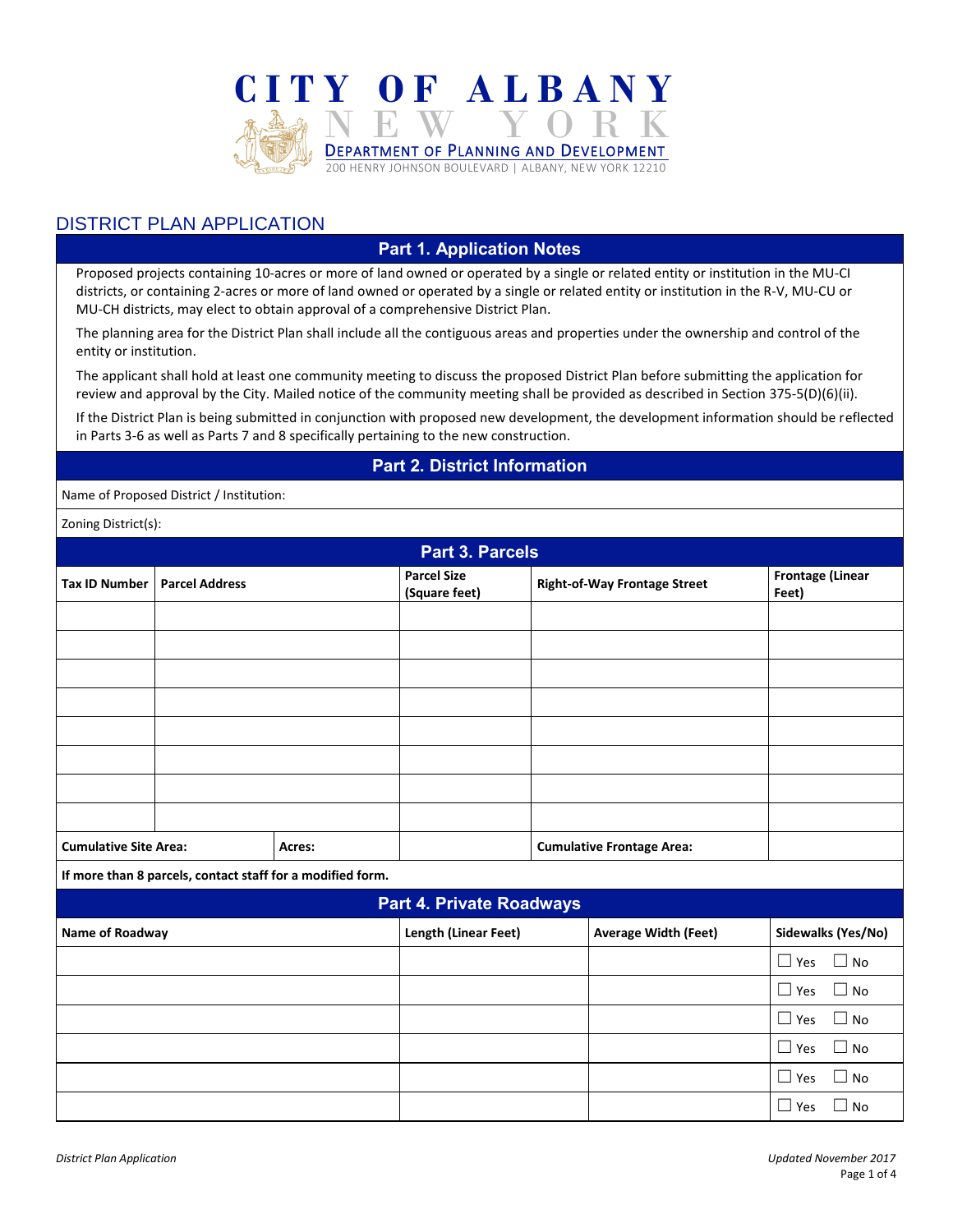# CITY OF ALBANY

NEW YORK

DEPARTMENT OF PLANNING AND DEVELOPMENT

200 HENRY JOHNSON BOULEVARD | ALBANY, NEW YORK 12210

## DISTRICT PLAN APPLICATION

### Part 1. Application Notes

Proposed projects containing 10-acres or more of land owned or operated by a single or related entity or institution in the MU-CI districts, or containing 2-acres or more of land owned or operated by a single or related entity or institution in the R-V, MU-CU or MU-CH districts, may elect to obtain approval of a comprehensive District Plan.

The planning area for the District Plan shall include all the contiguous areas and properties under the ownership and control of the entity or institution.

The applicant shall hold at least one community meeting to discuss the proposed District Plan before submitting the application for review and approval by the City. Mailed notice of the community meeting shall be provided as described in Section 375-5(D)(6)(ii).

If the District Plan is being submitted in conjunction with proposed new development, the development information should be reflected in Parts 3-6 as well as Parts 7 and 8 specifically pertaining to the new construction.

### Part 2. District Information

Name of Proposed District / Institution:

Zoning District(s):

### Part 3. Parcels

| Tax ID Number | Parcel Address | | Parcel Size (Square feet) | Right-of-Way Frontage Street | Frontage (Linear Feet) |
|---|---|---|---|---|---|
| | | | | | |
| | | | | | |
| | | | | | |
| | | | | | |
| | | | | | |
| | | | | | |
| | | | | | |
| | | | | | |
| **Cumulative Site Area:** | | **Acres:** | | **Cumulative Frontage Area:** | |

**If more than 8 parcels, contact staff for a modified form.**

### Part 4. Private Roadways

| Name of Roadway | Length (Linear Feet) | Average Width (Feet) | Sidewalks (Yes/No) |
|---|---|---|---|
| | | | ☐ Yes ☐ No |
| | | | ☐ Yes ☐ No |
| | | | ☐ Yes ☐ No |
| | | | ☐ Yes ☐ No |
| | | | ☐ Yes ☐ No |
| | | | ☐ Yes ☐ No |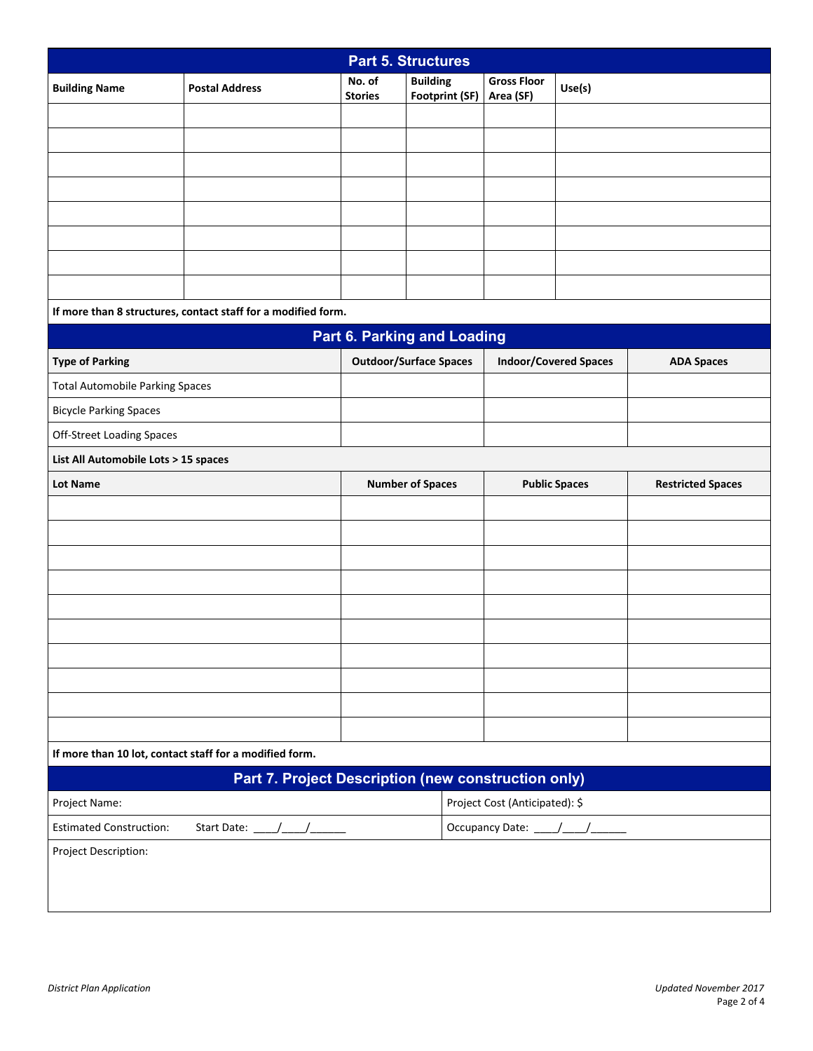## Part 5. Structures

| Building Name | Postal Address | No. of Stories | Building Footprint (SF) | Gross Floor Area (SF) | Use(s) |
|---|---|---|---|---|---|
| | | | | | |
| | | | | | |
| | | | | | |
| | | | | | |
| | | | | | |
| | | | | | |
| | | | | | |
| | | | | | |

**If more than 8 structures, contact staff for a modified form.**

## Part 6. Parking and Loading

| Type of Parking | Outdoor/Surface Spaces | Indoor/Covered Spaces | ADA Spaces |
|---|---|---|---|
| Total Automobile Parking Spaces | | | |
| Bicycle Parking Spaces | | | |
| Off-Street Loading Spaces | | | |

**List All Automobile Lots > 15 spaces**

| Lot Name | Number of Spaces | Public Spaces | Restricted Spaces |
|---|---|---|---|
| | | | |
| | | | |
| | | | |
| | | | |
| | | | |
| | | | |
| | | | |
| | | | |
| | | | |
| | | | |

**If more than 10 lot, contact staff for a modified form.**

## Part 7. Project Description (new construction only)

| | |
|---|---|
| Project Name: | Project Cost (Anticipated): $ |
| Estimated Construction: Start Date: ____/____/______ | Occupancy Date: ____/____/______ |

Project Description: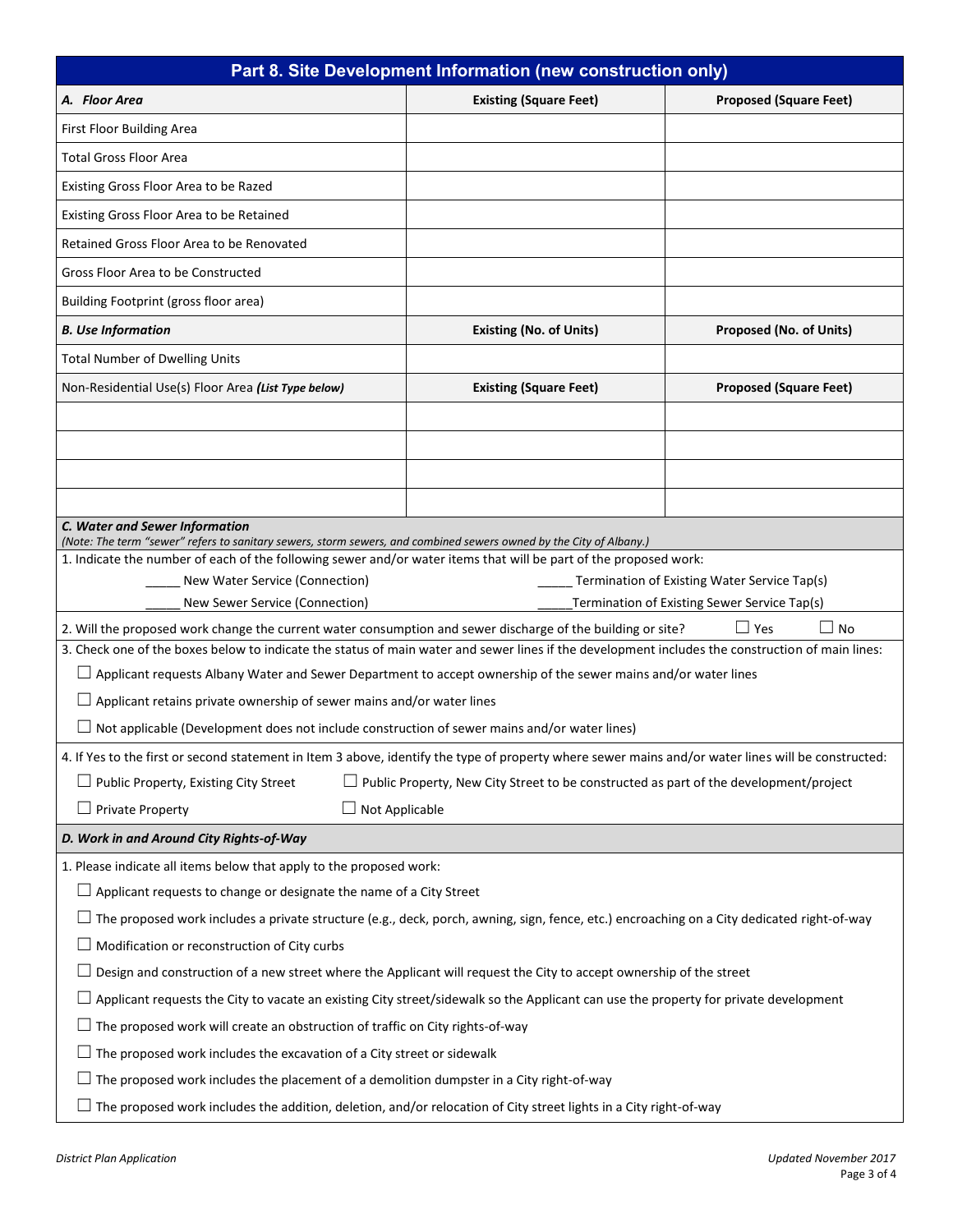## Part 8. Site Development Information (new construction only)

| ***A. Floor Area*** | **Existing (Square Feet)** | **Proposed (Square Feet)** |
|---|---|---|
| First Floor Building Area | | |
| Total Gross Floor Area | | |
| Existing Gross Floor Area to be Razed | | |
| Existing Gross Floor Area to be Retained | | |
| Retained Gross Floor Area to be Renovated | | |
| Gross Floor Area to be Constructed | | |
| Building Footprint (gross floor area) | | |
| ***B. Use Information*** | **Existing (No. of Units)** | **Proposed (No. of Units)** |
| Total Number of Dwelling Units | | |
| Non-Residential Use(s) Floor Area ***(List Type below)*** | **Existing (Square Feet)** | **Proposed (Square Feet)** |
| | | |
| | | |
| | | |
| | | |

***C. Water and Sewer Information***

*(Note: The term "sewer" refers to sanitary sewers, storm sewers, and combined sewers owned by the City of Albany.)*

1. Indicate the number of each of the following sewer and/or water items that will be part of the proposed work:

_____ New Water Service (Connection)  
_____ New Sewer Service (Connection)  
_____ Termination of Existing Water Service Tap(s)  
_____Termination of Existing Sewer Service Tap(s)

2. Will the proposed work change the current water consumption and sewer discharge of the building or site? ☐ Yes ☐ No

3. Check one of the boxes below to indicate the status of main water and sewer lines if the development includes the construction of main lines:

☐ Applicant requests Albany Water and Sewer Department to accept ownership of the sewer mains and/or water lines

☐ Applicant retains private ownership of sewer mains and/or water lines

☐ Not applicable (Development does not include construction of sewer mains and/or water lines)

4. If Yes to the first or second statement in Item 3 above, identify the type of property where sewer mains and/or water lines will be constructed:

☐ Public Property, Existing City Street  
☐ Public Property, New City Street to be constructed as part of the development/project  
☐ Private Property  
☐ Not Applicable

***D. Work in and Around City Rights-of-Way***

1. Please indicate all items below that apply to the proposed work:

☐ Applicant requests to change or designate the name of a City Street

☐ The proposed work includes a private structure (e.g., deck, porch, awning, sign, fence, etc.) encroaching on a City dedicated right-of-way

☐ Modification or reconstruction of City curbs

☐ Design and construction of a new street where the Applicant will request the City to accept ownership of the street

☐ Applicant requests the City to vacate an existing City street/sidewalk so the Applicant can use the property for private development

☐ The proposed work will create an obstruction of traffic on City rights-of-way

☐ The proposed work includes the excavation of a City street or sidewalk

☐ The proposed work includes the placement of a demolition dumpster in a City right-of-way

☐ The proposed work includes the addition, deletion, and/or relocation of City street lights in a City right-of-way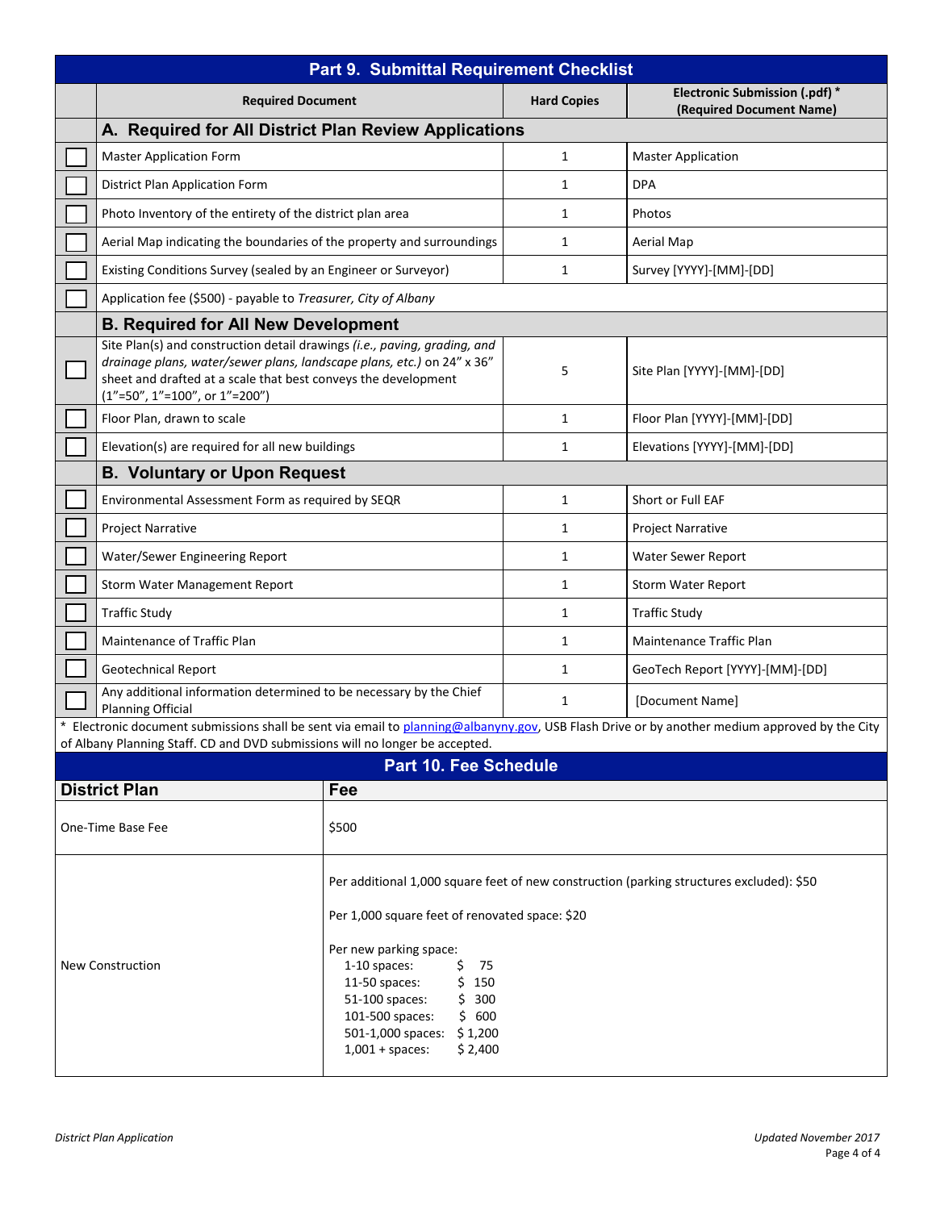## Part 9. Submittal Requirement Checklist

| | Required Document | Hard Copies | Electronic Submission (.pdf) * (Required Document Name) |
|---|---|---|---|
| | **A. Required for All District Plan Review Applications** | | |
| ☐ | Master Application Form | 1 | Master Application |
| ☐ | District Plan Application Form | 1 | DPA |
| ☐ | Photo Inventory of the entirety of the district plan area | 1 | Photos |
| ☐ | Aerial Map indicating the boundaries of the property and surroundings | 1 | Aerial Map |
| ☐ | Existing Conditions Survey (sealed by an Engineer or Surveyor) | 1 | Survey [YYYY]-[MM]-[DD] |
| ☐ | Application fee ($500) - payable to *Treasurer, City of Albany* | | |
| | **B. Required for All New Development** | | |
| ☐ | Site Plan(s) and construction detail drawings *(i.e., paving, grading, and drainage plans, water/sewer plans, landscape plans, etc.)* on 24" x 36" sheet and drafted at a scale that best conveys the development (1"=50", 1"=100", or 1"=200") | 5 | Site Plan [YYYY]-[MM]-[DD] |
| ☐ | Floor Plan, drawn to scale | 1 | Floor Plan [YYYY]-[MM]-[DD] |
| ☐ | Elevation(s) are required for all new buildings | 1 | Elevations [YYYY]-[MM]-[DD] |
| | **B. Voluntary or Upon Request** | | |
| ☐ | Environmental Assessment Form as required by SEQR | 1 | Short or Full EAF |
| ☐ | Project Narrative | 1 | Project Narrative |
| ☐ | Water/Sewer Engineering Report | 1 | Water Sewer Report |
| ☐ | Storm Water Management Report | 1 | Storm Water Report |
| ☐ | Traffic Study | 1 | Traffic Study |
| ☐ | Maintenance of Traffic Plan | 1 | Maintenance Traffic Plan |
| ☐ | Geotechnical Report | 1 | GeoTech Report [YYYY]-[MM]-[DD] |
| ☐ | Any additional information determined to be necessary by the Chief Planning Official | 1 | [Document Name] |

* Electronic document submissions shall be sent via email to planning@albanyny.gov, USB Flash Drive or by another medium approved by the City of Albany Planning Staff. CD and DVD submissions will no longer be accepted.

## Part 10. Fee Schedule

| District Plan | Fee |
|---|---|
| One-Time Base Fee | $500 |
| New Construction | Per additional 1,000 square feet of new construction (parking structures excluded): $50<br><br>Per 1,000 square feet of renovated space: $20<br><br>Per new parking space:<br>1-10 spaces: $ 75<br>11-50 spaces: $ 150<br>51-100 spaces: $ 300<br>101-500 spaces: $ 600<br>501-1,000 spaces: $ 1,200<br>1,001 + spaces: $ 2,400 |